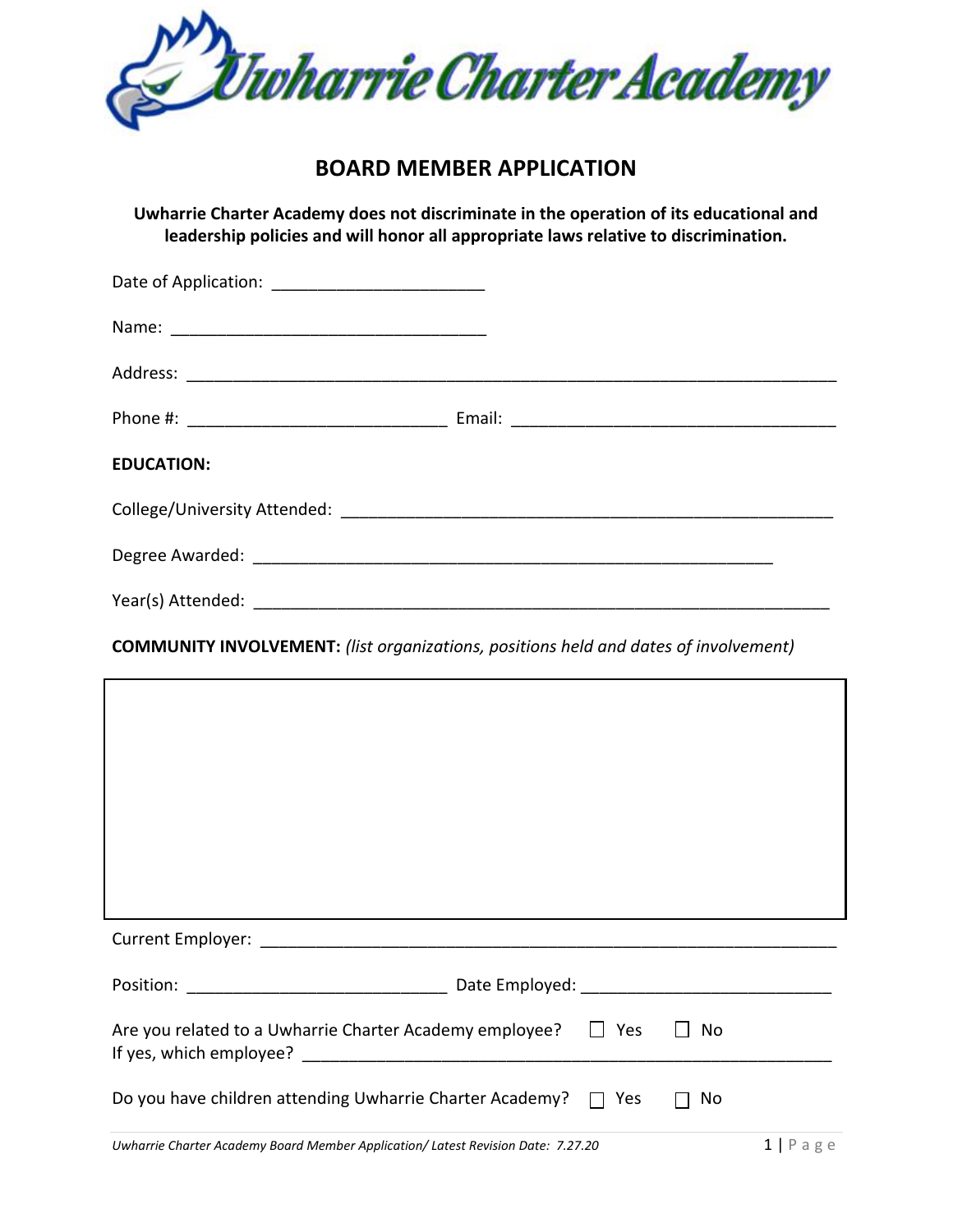Uwharrie Charter Academy

# BOARD MEMBER APPLICATION

**Uwharrie Charter Academy does not discriminate in the operation of its educational and leadership policies and will honor all appropriate laws relative to discrimination.**

Date of Application: ______________________

Name: _________________________________

Address: _______________________________________________________________________

Phone #: ___________________________ Email: __________________________________

**EDUCATION:**

College/University Attended: ____________________________________________________

Degree Awarded: ______________________________________________________

Year(s) Attended: ________________________________________________________________

**COMMUNITY INVOLVEMENT:** *(list organizations, positions held and dates of involvement)*

Current Employer: ______________________________________________________________

Position: ___________________________ Date Employed: __________________________

Are you related to a Uwharrie Charter Academy employee? ☐ Yes ☐ No
If yes, which employee? ___________________________________________________________

Do you have children attending Uwharrie Charter Academy? ☐ Yes ☐ No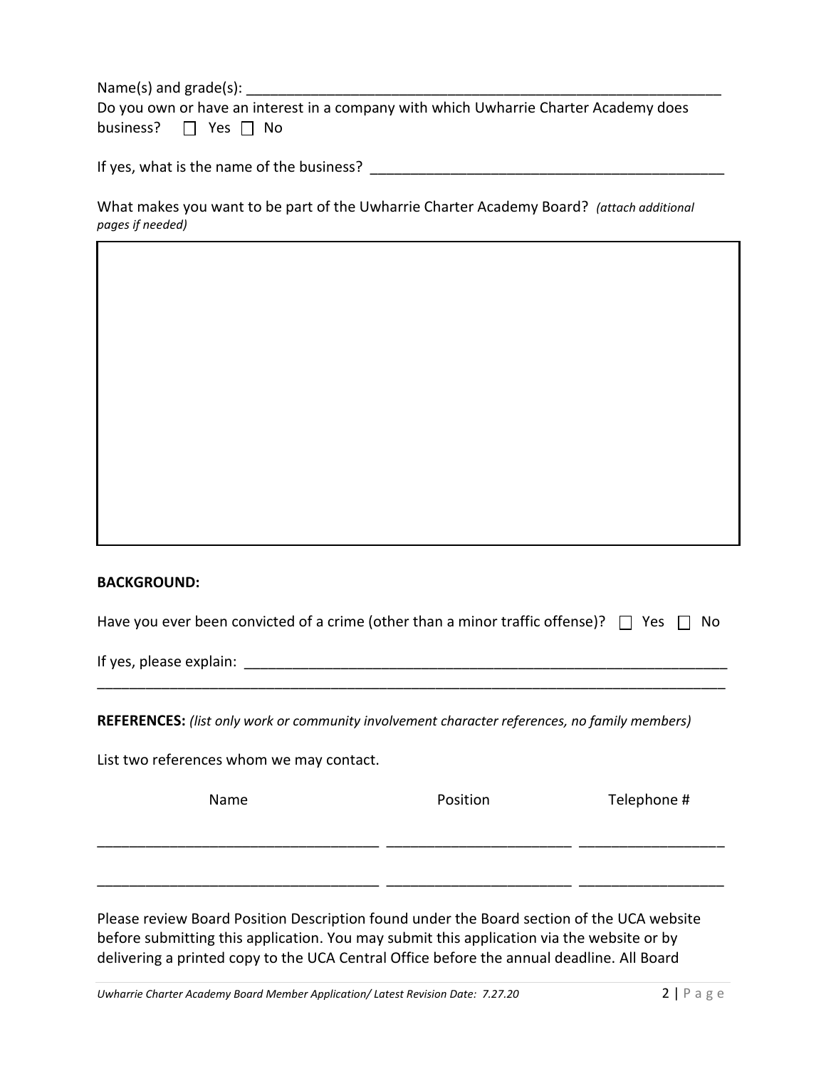Name(s) and grade(s): ___________________________________________________________

Do you own or have an interest in a company with which Uwharrie Charter Academy does business? ☐ Yes ☐ No

If yes, what is the name of the business? ___________________________________________

What makes you want to be part of the Uwharrie Charter Academy Board? *(attach additional pages if needed)*

**BACKGROUND:**

Have you ever been convicted of a crime (other than a minor traffic offense)? ☐ Yes ☐ No

If yes, please explain: ___________________________________________________________

_______________________________________________________________________________

**REFERENCES:** *(list only work or community involvement character references, no family members)*

List two references whom we may contact.

| Name | Position | Telephone # |
|---|---|---|
| | | |
| | | |

Please review Board Position Description found under the Board section of the UCA website before submitting this application. You may submit this application via the website or by delivering a printed copy to the UCA Central Office before the annual deadline. All Board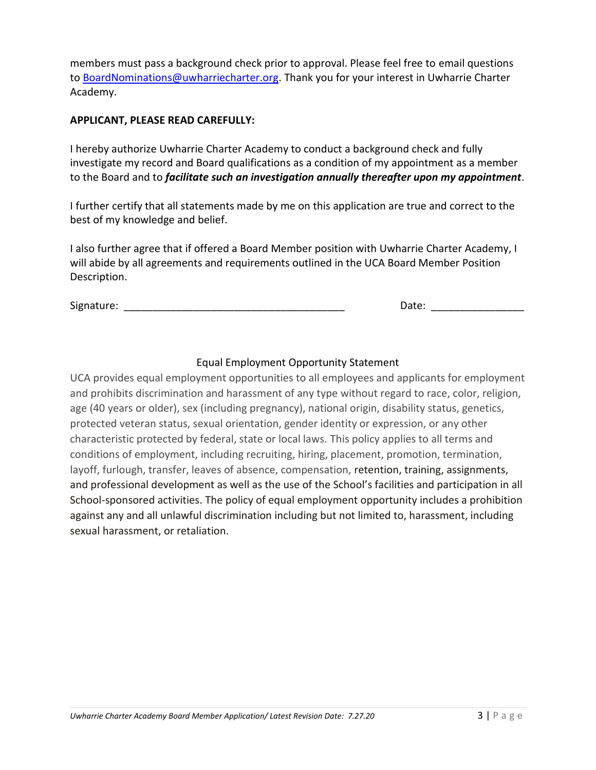members must pass a background check prior to approval. Please feel free to email questions to BoardNominations@uwharriecharter.org. Thank you for your interest in Uwharrie Charter Academy.

**APPLICANT, PLEASE READ CAREFULLY:**

I hereby authorize Uwharrie Charter Academy to conduct a background check and fully investigate my record and Board qualifications as a condition of my appointment as a member to the Board and to ***facilitate such an investigation annually thereafter upon my appointment***.

I further certify that all statements made by me on this application are true and correct to the best of my knowledge and belief.

I also further agree that if offered a Board Member position with Uwharrie Charter Academy, I will abide by all agreements and requirements outlined in the UCA Board Member Position Description.

Signature: ______________________________________ Date: ________________

Equal Employment Opportunity Statement

UCA provides equal employment opportunities to all employees and applicants for employment and prohibits discrimination and harassment of any type without regard to race, color, religion, age (40 years or older), sex (including pregnancy), national origin, disability status, genetics, protected veteran status, sexual orientation, gender identity or expression, or any other characteristic protected by federal, state or local laws. This policy applies to all terms and conditions of employment, including recruiting, hiring, placement, promotion, termination, layoff, furlough, transfer, leaves of absence, compensation, retention, training, assignments, and professional development as well as the use of the School's facilities and participation in all School-sponsored activities. The policy of equal employment opportunity includes a prohibition against any and all unlawful discrimination including but not limited to, harassment, including sexual harassment, or retaliation.